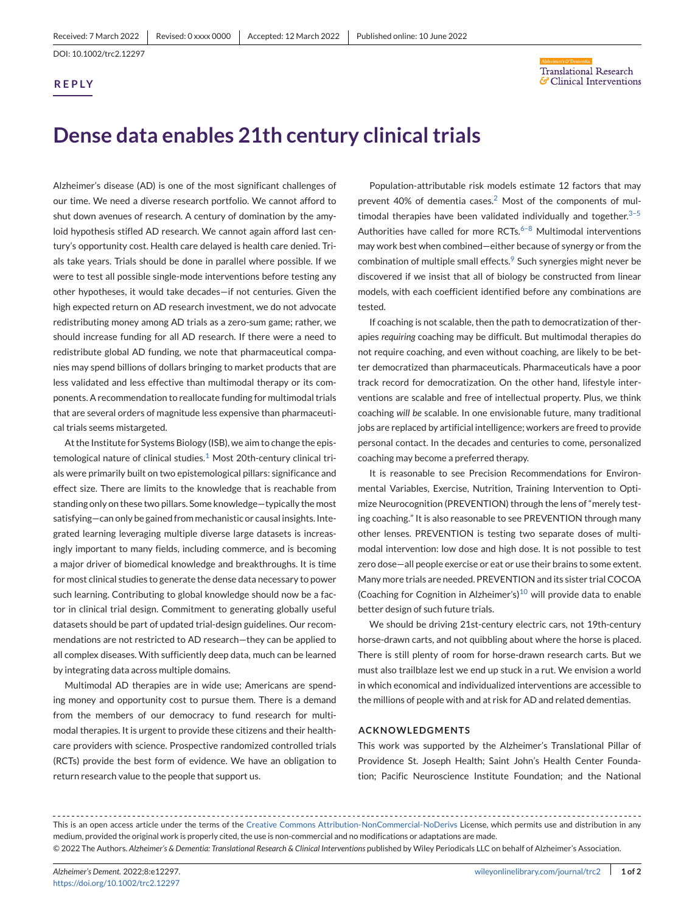Received: 7 March 2022 | Revised: 0 xxxx 0000 | Accepted: 12 March 2022 | Published online: 10 June 2022

DOI: 10.1002/trc2.12297

**REPLY**

# Dense data enables 21th century clinical trials

Alzheimer's disease (AD) is one of the most significant challenges of our time. We need a diverse research portfolio. We cannot afford to shut down avenues of research. A century of domination by the amyloid hypothesis stifled AD research. We cannot again afford last century's opportunity cost. Health care delayed is health care denied. Trials take years. Trials should be done in parallel where possible. If we were to test all possible single-mode interventions before testing any other hypotheses, it would take decades—if not centuries. Given the high expected return on AD research investment, we do not advocate redistributing money among AD trials as a zero-sum game; rather, we should increase funding for all AD research. If there were a need to redistribute global AD funding, we note that pharmaceutical companies may spend billions of dollars bringing to market products that are less validated and less effective than multimodal therapy or its components. A recommendation to reallocate funding for multimodal trials that are several orders of magnitude less expensive than pharmaceutical trials seems mistargeted.

At the Institute for Systems Biology (ISB), we aim to change the epistemological nature of clinical studies.[1] Most 20th-century clinical trials were primarily built on two epistemological pillars: significance and effect size. There are limits to the knowledge that is reachable from standing only on these two pillars. Some knowledge—typically the most satisfying—can only be gained from mechanistic or causal insights. Integrated learning leveraging multiple diverse large datasets is increasingly important to many fields, including commerce, and is becoming a major driver of biomedical knowledge and breakthroughs. It is time for most clinical studies to generate the dense data necessary to power such learning. Contributing to global knowledge should now be a factor in clinical trial design. Commitment to generating globally useful datasets should be part of updated trial-design guidelines. Our recommendations are not restricted to AD research—they can be applied to all complex diseases. With sufficiently deep data, much can be learned by integrating data across multiple domains.

Multimodal AD therapies are in wide use; Americans are spending money and opportunity cost to pursue them. There is a demand from the members of our democracy to fund research for multimodal therapies. It is urgent to provide these citizens and their healthcare providers with science. Prospective randomized controlled trials (RCTs) provide the best form of evidence. We have an obligation to return research value to the people that support us.

Population-attributable risk models estimate 12 factors that may prevent 40% of dementia cases.[2] Most of the components of multimodal therapies have been validated individually and together.[3–5] Authorities have called for more RCTs.[6–8] Multimodal interventions may work best when combined—either because of synergy or from the combination of multiple small effects.[9] Such synergies might never be discovered if we insist that all of biology be constructed from linear models, with each coefficient identified before any combinations are tested.

If coaching is not scalable, then the path to democratization of therapies *requiring* coaching may be difficult. But multimodal therapies do not require coaching, and even without coaching, are likely to be better democratized than pharmaceuticals. Pharmaceuticals have a poor track record for democratization. On the other hand, lifestyle interventions are scalable and free of intellectual property. Plus, we think coaching *will be* scalable. In one envisionable future, many traditional jobs are replaced by artificial intelligence; workers are freed to provide personal contact. In the decades and centuries to come, personalized coaching may become a preferred therapy.

It is reasonable to see Precision Recommendations for Environmental Variables, Exercise, Nutrition, Training Intervention to Optimize Neurocognition (PREVENTION) through the lens of "merely testing coaching." It is also reasonable to see PREVENTION through many other lenses. PREVENTION is testing two separate doses of multimodal intervention: low dose and high dose. It is not possible to test zero dose—all people exercise or eat or use their brains to some extent. Many more trials are needed. PREVENTION and its sister trial COCOA (Coaching for Cognition in Alzheimer's)[10] will provide data to enable better design of such future trials.

We should be driving 21st-century electric cars, not 19th-century horse-drawn carts, and not quibbling about where the horse is placed. There is still plenty of room for horse-drawn research carts. But we must also trailblaze lest we end up stuck in a rut. We envision a world in which economical and individualized interventions are accessible to the millions of people with and at risk for AD and related dementias.

## ACKNOWLEDGMENTS

This work was supported by the Alzheimer's Translational Pillar of Providence St. Joseph Health; Saint John's Health Center Foundation; Pacific Neuroscience Institute Foundation; and the National

---

This is an open access article under the terms of the Creative Commons Attribution-NonCommercial-NoDerivs License, which permits use and distribution in any medium, provided the original work is properly cited, the use is non-commercial and no modifications or adaptations are made.

© 2022 The Authors. *Alzheimer's & Dementia: Translational Research & Clinical Interventions* published by Wiley Periodicals LLC on behalf of Alzheimer's Association.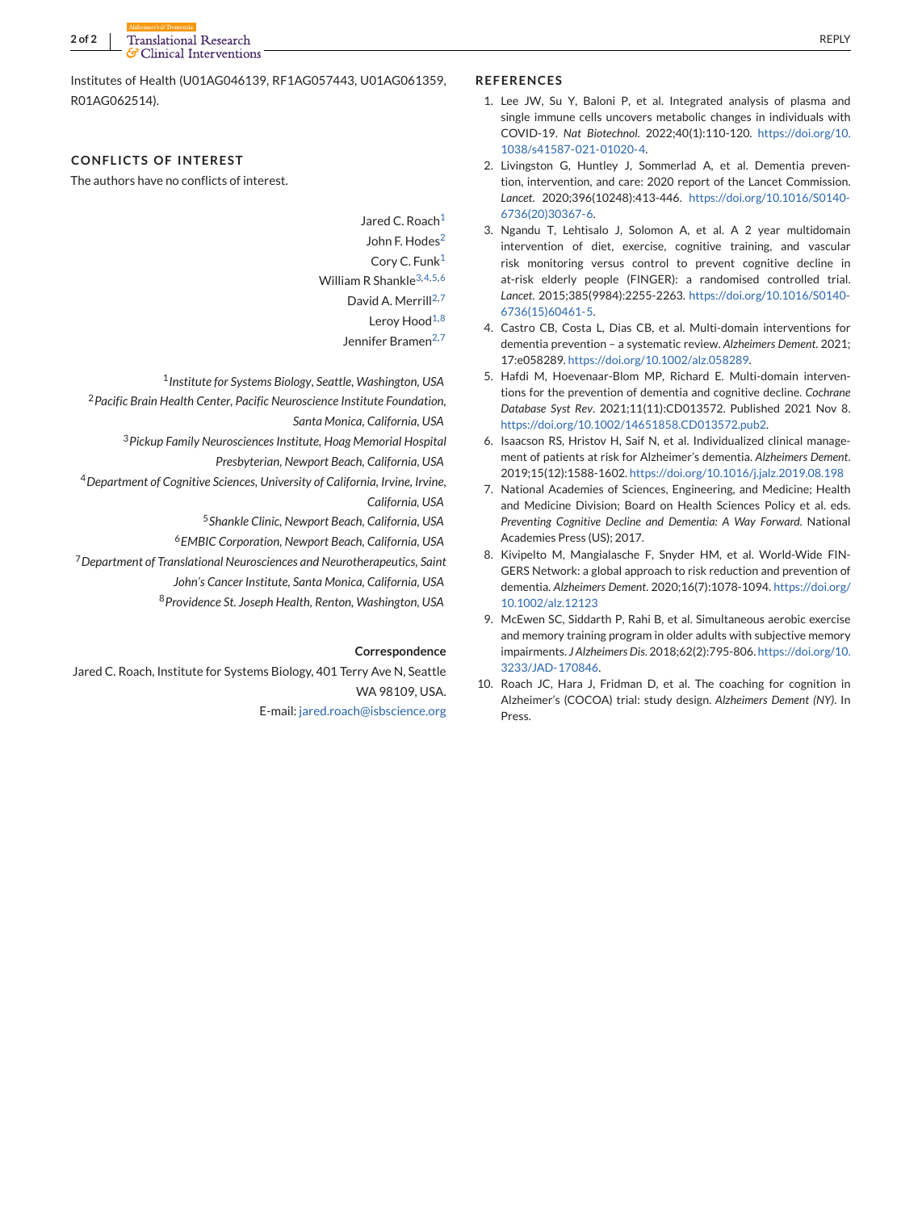Institutes of Health (U01AG046139, RF1AG057443, U01AG061359, R01AG062514).

## CONFLICTS OF INTEREST

The authors have no conflicts of interest.

Jared C. Roach[1]
John F. Hodes[2]
Cory C. Funk[1]
William R Shankle[3,4,5,6]
David A. Merrill[2,7]
Leroy Hood[1,8]
Jennifer Bramen[2,7]

[1] *Institute for Systems Biology, Seattle, Washington, USA*
[2] *Pacific Brain Health Center, Pacific Neuroscience Institute Foundation, Santa Monica, California, USA*
[3] *Pickup Family Neurosciences Institute, Hoag Memorial Hospital Presbyterian, Newport Beach, California, USA*
[4] *Department of Cognitive Sciences, University of California, Irvine, Irvine, California, USA*
[5] *Shankle Clinic, Newport Beach, California, USA*
[6] *EMBIC Corporation, Newport Beach, California, USA*
[7] *Department of Translational Neurosciences and Neurotherapeutics, Saint John's Cancer Institute, Santa Monica, California, USA*
[8] *Providence St. Joseph Health, Renton, Washington, USA*

**Correspondence**
Jared C. Roach, Institute for Systems Biology, 401 Terry Ave N, Seattle WA 98109, USA.
E-mail: jared.roach@isbscience.org

## REFERENCES

1. Lee JW, Su Y, Baloni P, et al. Integrated analysis of plasma and single immune cells uncovers metabolic changes in individuals with COVID-19. *Nat Biotechnol*. 2022;40(1):110-120. https://doi.org/10.1038/s41587-021-01020-4.
2. Livingston G, Huntley J, Sommerlad A, et al. Dementia prevention, intervention, and care: 2020 report of the Lancet Commission. *Lancet*. 2020;396(10248):413-446. https://doi.org/10.1016/S0140-6736(20)30367-6.
3. Ngandu T, Lehtisalo J, Solomon A, et al. A 2 year multidomain intervention of diet, exercise, cognitive training, and vascular risk monitoring versus control to prevent cognitive decline in at-risk elderly people (FINGER): a randomised controlled trial. *Lancet*. 2015;385(9984):2255-2263. https://doi.org/10.1016/S0140-6736(15)60461-5.
4. Castro CB, Costa L, Dias CB, et al. Multi-domain interventions for dementia prevention – a systematic review. *Alzheimers Dement*. 2021; 17:e058289. https://doi.org/10.1002/alz.058289.
5. Hafdi M, Hoevenaar-Blom MP, Richard E. Multi-domain interventions for the prevention of dementia and cognitive decline. *Cochrane Database Syst Rev*. 2021;11(11):CD013572. Published 2021 Nov 8. https://doi.org/10.1002/14651858.CD013572.pub2.
6. Isaacson RS, Hristov H, Saif N, et al. Individualized clinical management of patients at risk for Alzheimer's dementia. *Alzheimers Dement*. 2019;15(12):1588-1602. https://doi.org/10.1016/j.jalz.2019.08.198
7. National Academies of Sciences, Engineering, and Medicine; Health and Medicine Division; Board on Health Sciences Policy et al. eds. *Preventing Cognitive Decline and Dementia: A Way Forward*. National Academies Press (US); 2017.
8. Kivipelto M, Mangialasche F, Snyder HM, et al. World-Wide FINGERS Network: a global approach to risk reduction and prevention of dementia. *Alzheimers Dement*. 2020;16(7):1078-1094. https://doi.org/10.1002/alz.12123
9. McEwen SC, Siddarth P, Rahi B, et al. Simultaneous aerobic exercise and memory training program in older adults with subjective memory impairments. *J Alzheimers Dis*. 2018;62(2):795-806. https://doi.org/10.3233/JAD-170846.
10. Roach JC, Hara J, Fridman D, et al. The coaching for cognition in Alzheimer's (COCOA) trial: study design. *Alzheimers Dement (NY)*. In Press.